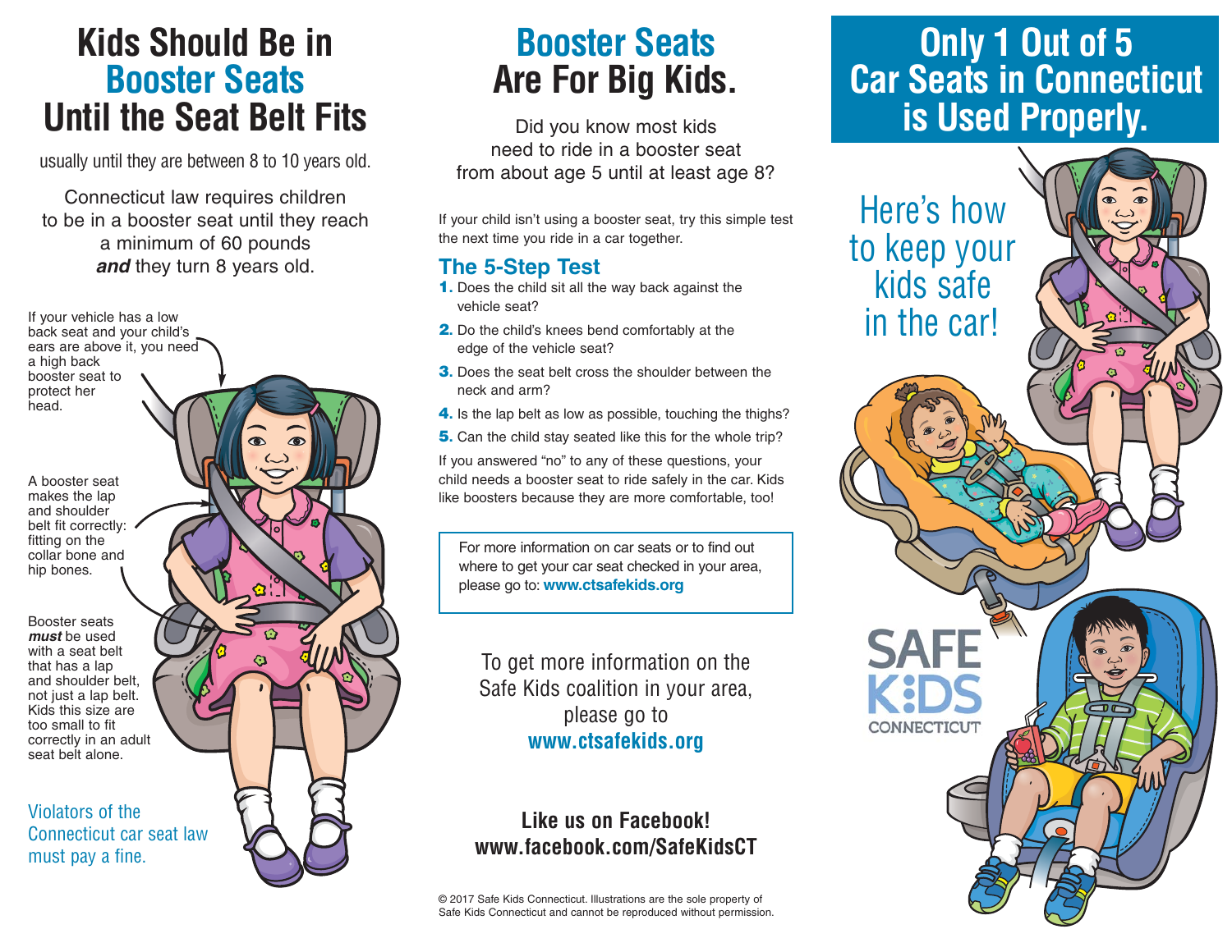# Kids Should Be in Booster Seats Until the Seat Belt Fits

usually until they are between 8 to 10 years old.

Connecticut law requires children to be in a booster seat until they reach a minimum of 60 pounds ***and*** they turn 8 years old.

If your vehicle has a low back seat and your child's ears are above it, you need a high back booster seat to protect her head.

A booster seat makes the lap and shoulder belt fit correctly: fitting on the collar bone and hip bones.

Booster seats ***must*** be used with a seat belt that has a lap and shoulder belt, not just a lap belt. Kids this size are too small to fit correctly in an adult seat belt alone.

Violators of the Connecticut car seat law must pay a fine.

# Booster Seats Are For Big Kids.

Did you know most kids need to ride in a booster seat from about age 5 until at least age 8?

If your child isn't using a booster seat, try this simple test the next time you ride in a car together.

## The 5-Step Test

1. Does the child sit all the way back against the vehicle seat?
2. Do the child's knees bend comfortably at the edge of the vehicle seat?
3. Does the seat belt cross the shoulder between the neck and arm?
4. Is the lap belt as low as possible, touching the thighs?
5. Can the child stay seated like this for the whole trip?

If you answered "no" to any of these questions, your child needs a booster seat to ride safely in the car. Kids like boosters because they are more comfortable, too!

For more information on car seats or to find out where to get your car seat checked in your area, please go to: **www.ctsafekids.org**

To get more information on the Safe Kids coalition in your area, please go to **www.ctsafekids.org**

**Like us on Facebook!**
**www.facebook.com/SafeKidsCT**

© 2017 Safe Kids Connecticut. Illustrations are the sole property of Safe Kids Connecticut and cannot be reproduced without permission.

# Only 1 Out of 5 Car Seats in Connecticut is Used Properly.

Here's how to keep your kids safe in the car!

SAFE KIDS CONNECTICUT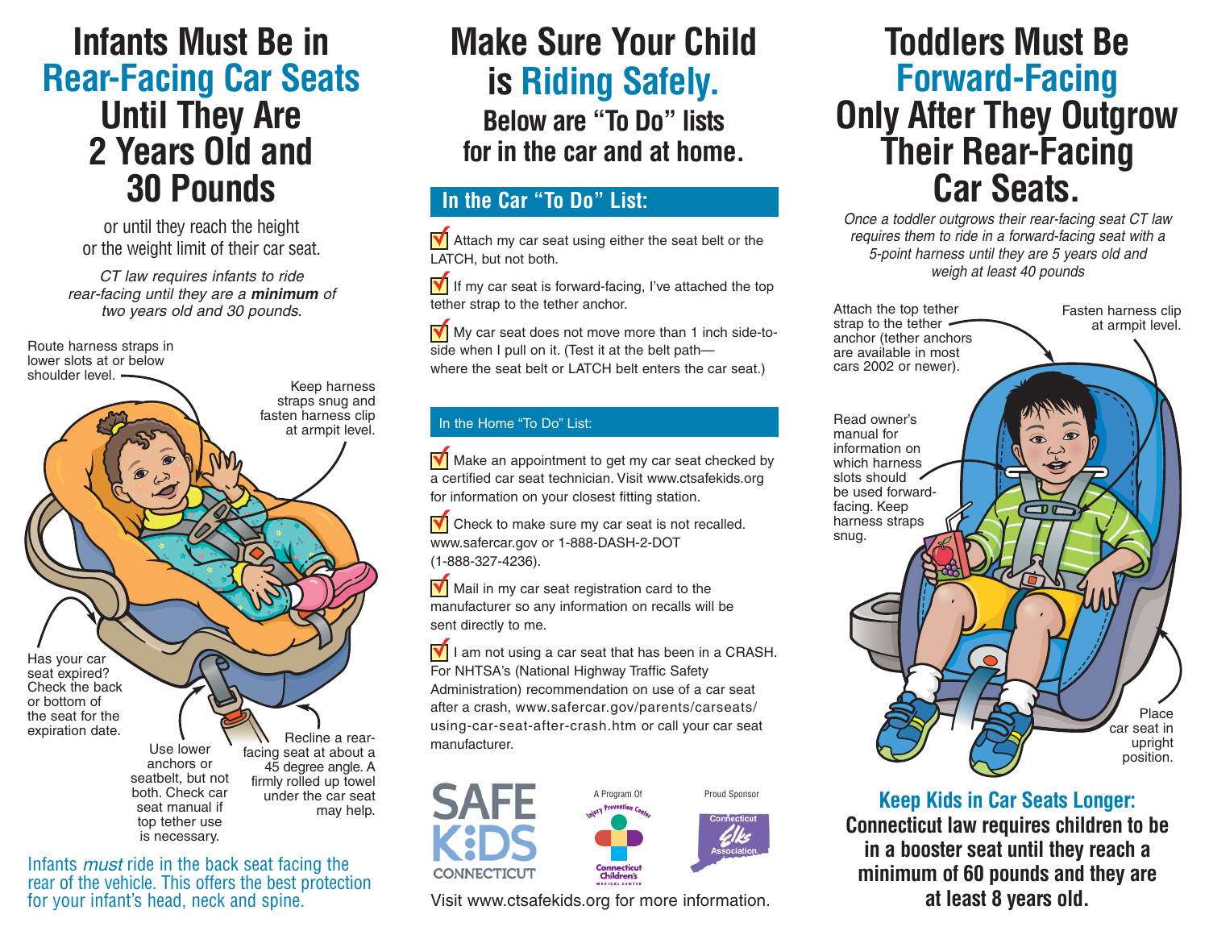# Infants Must Be in Rear-Facing Car Seats Until They Are 2 Years Old and 30 Pounds

or until they reach the height or the weight limit of their car seat.

*CT law requires infants to ride rear-facing until they are a **minimum** of two years old and 30 pounds.*

Route harness straps in lower slots at or below shoulder level.

Keep harness straps snug and fasten harness clip at armpit level.

Has your car seat expired? Check the back or bottom of the seat for the expiration date.

Use lower anchors or seatbelt, but not both. Check car seat manual if top tether use is necessary.

Recline a rear-facing seat at about a 45 degree angle. A firmly rolled up towel under the car seat may help.

Infants *must* ride in the back seat facing the rear of the vehicle. This offers the best protection for your infant's head, neck and spine.

# Make Sure Your Child is Riding Safely.

## Below are "To Do" lists for in the car and at home.

### In the Car "To Do" List:

- ☑ Attach my car seat using either the seat belt or the LATCH, but not both.
- ☑ If my car seat is forward-facing, I've attached the top tether strap to the tether anchor.
- ☑ My car seat does not move more than 1 inch side-to-side when I pull on it. (Test it at the belt path—where the seat belt or LATCH belt enters the car seat.)

### In the Home "To Do" List:

- ☑ Make an appointment to get my car seat checked by a certified car seat technician. Visit www.ctsafekids.org for information on your closest fitting station.
- ☑ Check to make sure my car seat is not recalled. www.safercar.gov or 1-888-DASH-2-DOT (1-888-327-4236).
- ☑ Mail in my car seat registration card to the manufacturer so any information on recalls will be sent directly to me.
- ☑ I am not using a car seat that has been in a CRASH. For NHTSA's (National Highway Traffic Safety Administration) recommendation on use of a car seat after a crash, www.safercar.gov/parents/carseats/using-car-seat-after-crash.htm or call your car seat manufacturer.

SAFE KIDS CONNECTICUT

A Program Of Injury Prevention Center, Connecticut Children's Medical Center

Proud Sponsor Connecticut Elks Association

Visit www.ctsafekids.org for more information.

# Toddlers Must Be Forward-Facing Only After They Outgrow Their Rear-Facing Car Seats.

*Once a toddler outgrows their rear-facing seat CT law requires them to ride in a forward-facing seat with a 5-point harness until they are 5 years old and weigh at least 40 pounds*

Attach the top tether strap to the tether anchor (tether anchors are available in most cars 2002 or newer).

Fasten harness clip at armpit level.

Read owner's manual for information on which harness slots should be used forward-facing. Keep harness straps snug.

Place car seat in upright position.

**Keep Kids in Car Seats Longer:**

**Connecticut law requires children to be in a booster seat until they reach a minimum of 60 pounds and they are at least 8 years old.**